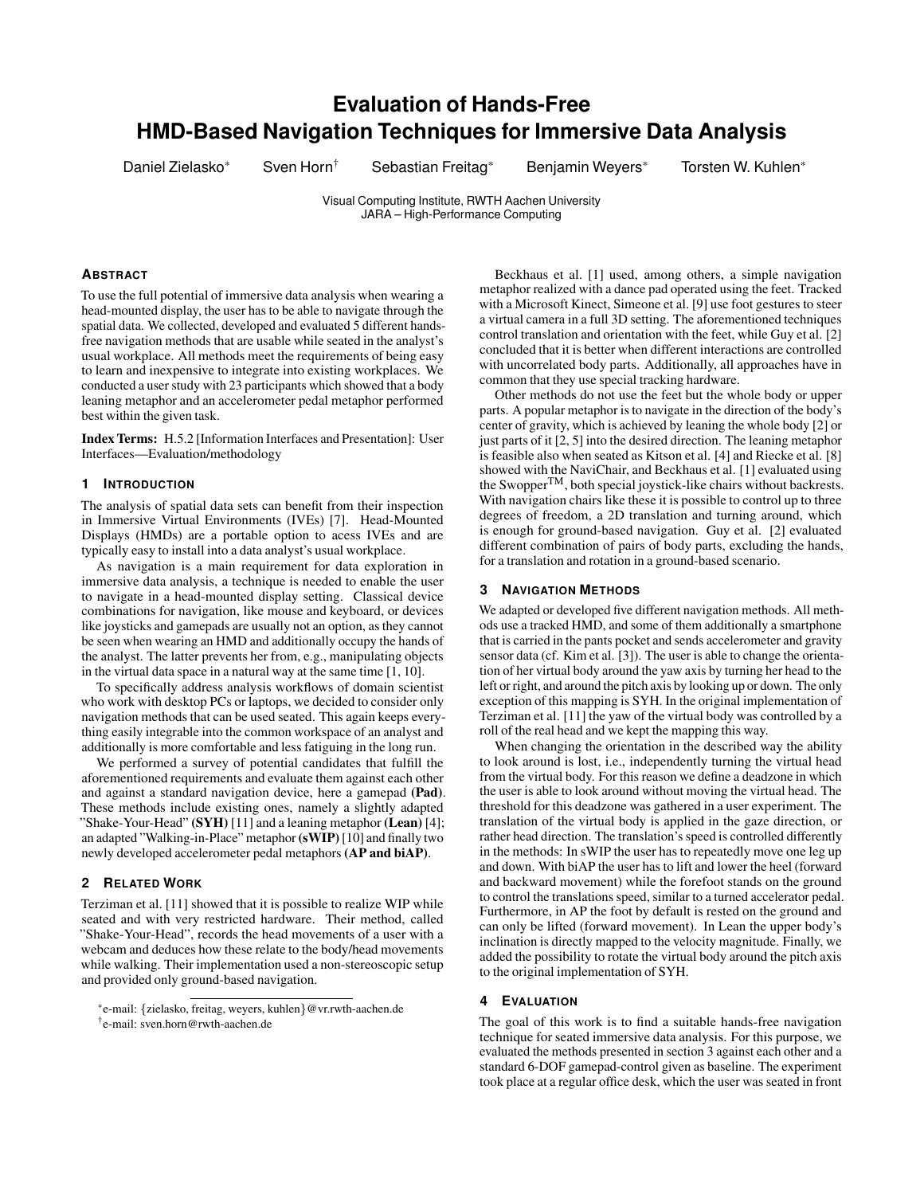# Evaluation of Hands-Free HMD-Based Navigation Techniques for Immersive Data Analysis

Daniel Zielasko* Sven Horn† Sebastian Freitag* Benjamin Weyers* Torsten W. Kuhlen*

Visual Computing Institute, RWTH Aachen University
JARA – High-Performance Computing

## Abstract

To use the full potential of immersive data analysis when wearing a head-mounted display, the user has to be able to navigate through the spatial data. We collected, developed and evaluated 5 different hands-free navigation methods that are usable while seated in the analyst's usual workplace. All methods meet the requirements of being easy to learn and inexpensive to integrate into existing workplaces. We conducted a user study with 23 participants which showed that a body leaning metaphor and an accelerometer pedal metaphor performed best within the given task.

**Index Terms:** H.5.2 [Information Interfaces and Presentation]: User Interfaces—Evaluation/methodology

## 1 Introduction

The analysis of spatial data sets can benefit from their inspection in Immersive Virtual Environments (IVEs) [7]. Head-Mounted Displays (HMDs) are a portable option to acess IVEs and are typically easy to install into a data analyst's usual workplace.

As navigation is a main requirement for data exploration in immersive data analysis, a technique is needed to enable the user to navigate in a head-mounted display setting. Classical device combinations for navigation, like mouse and keyboard, or devices like joysticks and gamepads are usually not an option, as they cannot be seen when wearing an HMD and additionally occupy the hands of the analyst. The latter prevents her from, e.g., manipulating objects in the virtual data space in a natural way at the same time [1, 10].

To specifically address analysis workflows of domain scientist who work with desktop PCs or laptops, we decided to consider only navigation methods that can be used seated. This again keeps everything easily integrable into the common workspace of an analyst and additionally is more comfortable and less fatiguing in the long run.

We performed a survey of potential candidates that fulfill the aforementioned requirements and evaluate them against each other and against a standard navigation device, here a gamepad **(Pad)**. These methods include existing ones, namely a slightly adapted "Shake-Your-Head" **(SYH)** [11] and a leaning metaphor **(Lean)** [4]; an adapted "Walking-in-Place" metaphor **(sWIP)** [10] and finally two newly developed accelerometer pedal metaphors **(AP and biAP)**.

## 2 Related Work

Terziman et al. [11] showed that it is possible to realize WIP while seated and with very restricted hardware. Their method, called "Shake-Your-Head", records the head movements of a user with a webcam and deduces how these relate to the body/head movements while walking. Their implementation used a non-stereoscopic setup and provided only ground-based navigation.

Beckhaus et al. [1] used, among others, a simple navigation metaphor realized with a dance pad operated using the feet. Tracked with a Microsoft Kinect, Simeone et al. [9] use foot gestures to steer a virtual camera in a full 3D setting. The aforementioned techniques control translation and orientation with the feet, while Guy et al. [2] concluded that it is better when different interactions are controlled with uncorrelated body parts. Additionally, all approaches have in common that they use special tracking hardware.

Other methods do not use the feet but the whole body or upper parts. A popular metaphor is to navigate in the direction of the body's center of gravity, which is achieved by leaning the whole body [2] or just parts of it [2, 5] into the desired direction. The leaning metaphor is feasible also when seated as Kitson et al. [4] and Riecke et al. [8] showed with the NaviChair, and Beckhaus et al. [1] evaluated using the Swopper™, both special joystick-like chairs without backrests. With navigation chairs like these it is possible to control up to three degrees of freedom, a 2D translation and turning around, which is enough for ground-based navigation. Guy et al. [2] evaluated different combination of pairs of body parts, excluding the hands, for a translation and rotation in a ground-based scenario.

## 3 Navigation Methods

We adapted or developed five different navigation methods. All methods use a tracked HMD, and some of them additionally a smartphone that is carried in the pants pocket and sends accelerometer and gravity sensor data (cf. Kim et al. [3]). The user is able to change the orientation of her virtual body around the yaw axis by turning her head to the left or right, and around the pitch axis by looking up or down. The only exception of this mapping is SYH. In the original implementation of Terziman et al. [11] the yaw of the virtual body was controlled by a roll of the real head and we kept the mapping this way.

When changing the orientation in the described way the ability to look around is lost, i.e., independently turning the virtual head from the virtual body. For this reason we define a deadzone in which the user is able to look around without moving the virtual head. The threshold for this deadzone was gathered in a user experiment. The translation of the virtual body is applied in the gaze direction, or rather head direction. The translation's speed is controlled differently in the methods: In sWIP the user has to repeatedly move one leg up and down. With biAP the user has to lift and lower the heel (forward and backward movement) while the forefoot stands on the ground to control the translations speed, similar to a turned accelerator pedal. Furthermore, in AP the foot by default is rested on the ground and can only be lifted (forward movement). In Lean the upper body's inclination is directly mapped to the velocity magnitude. Finally, we added the possibility to rotate the virtual body around the pitch axis to the original implementation of SYH.

## 4 Evaluation

The goal of this work is to find a suitable hands-free navigation technique for seated immersive data analysis. For this purpose, we evaluated the methods presented in section 3 against each other and a standard 6-DOF gamepad-control given as baseline. The experiment took place at a regular office desk, which the user was seated in front

*e-mail: {zielasko, freitag, weyers, kuhlen}@vr.rwth-aachen.de

†e-mail: sven.horn@rwth-aachen.de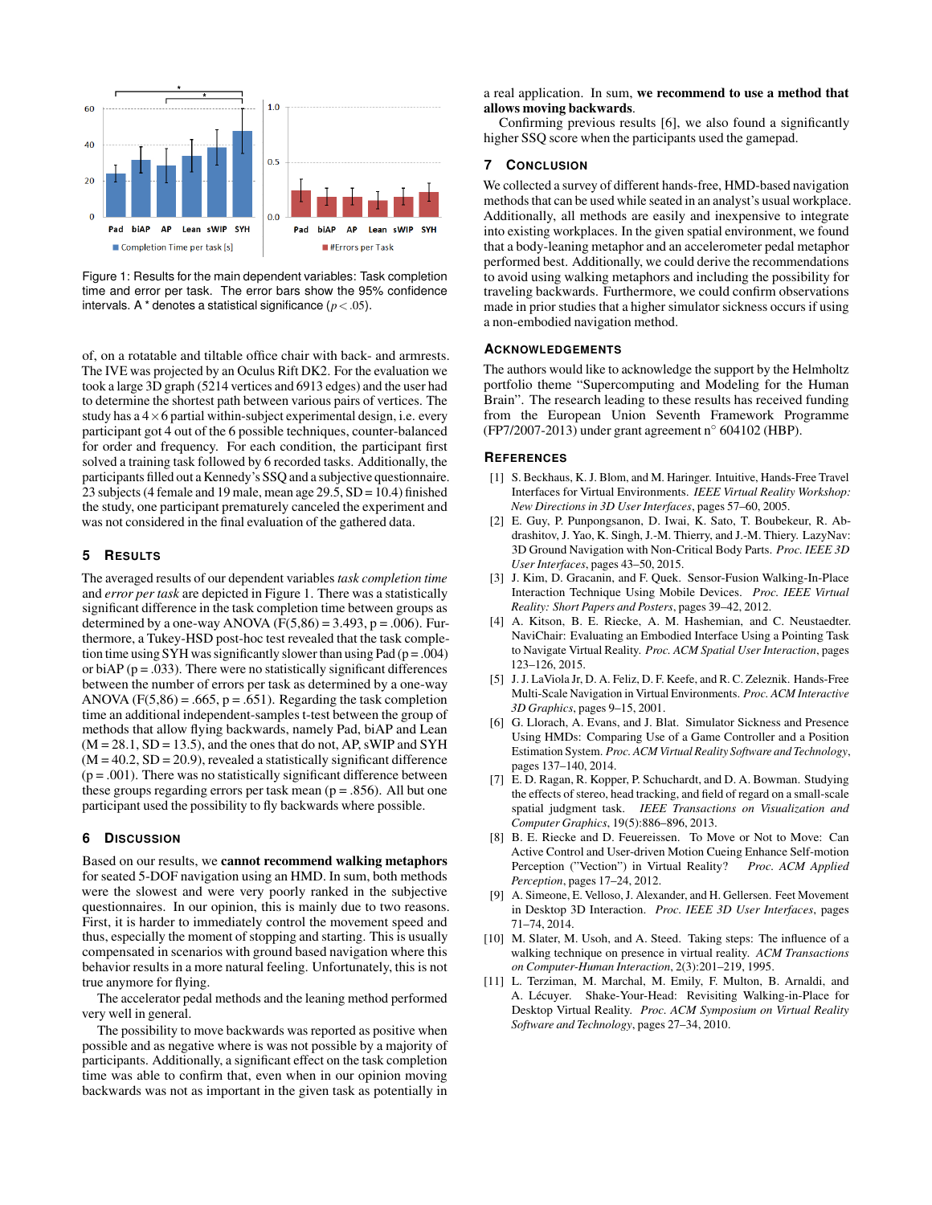60

40

20

0

Pad biAP AP Lean sWIP SYH

■ Completion Time per task [s]

1.0

0.5

0.0

Pad biAP AP Lean sWIP SYH

■ #Errors per Task

Figure 1: Results for the main dependent variables: Task completion time and error per task. The error bars show the 95% confidence intervals. A * denotes a statistical significance ($p < .05$).

of, on a rotatable and tiltable office chair with back- and armrests. The IVE was projected by an Oculus Rift DK2. For the evaluation we took a large 3D graph (5214 vertices and 6913 edges) and the user had to determine the shortest path between various pairs of vertices. The study has a $4 \times 6$ partial within-subject experimental design, i.e. every participant got 4 out of the 6 possible techniques, counter-balanced for order and frequency. For each condition, the participant first solved a training task followed by 6 recorded tasks. Additionally, the participants filled out a Kennedy's SSQ and a subjective questionnaire. 23 subjects (4 female and 19 male, mean age 29.5, SD = 10.4) finished the study, one participant prematurely canceled the experiment and was not considered in the final evaluation of the gathered data.

## 5 Results

The averaged results of our dependent variables *task completion time* and *error per task* are depicted in Figure 1. There was a statistically significant difference in the task completion time between groups as determined by a one-way ANOVA ($F(5,86) = 3.493$, $p = .006$). Furthermore, a Tukey-HSD post-hoc test revealed that the task completion time using SYH was significantly slower than using Pad ($p = .004$) or biAP ($p = .033$). There were no statistically significant differences between the number of errors per task as determined by a one-way ANOVA ($F(5,86) = .665$, $p = .651$). Regarding the task completion time an additional independent-samples t-test between the group of methods that allow flying backwards, namely Pad, biAP and Lean ($M = 28.1$, $SD = 13.5$), and the ones that do not, AP, sWIP and SYH ($M = 40.2$, $SD = 20.9$), revealed a statistically significant difference ($p = .001$). There was no statistically significant difference between these groups regarding errors per task mean ($p = .856$). All but one participant used the possibility to fly backwards where possible.

## 6 Discussion

Based on our results, we **cannot recommend walking metaphors** for seated 5-DOF navigation using an HMD. In sum, both methods were the slowest and were very poorly ranked in the subjective questionnaires. In our opinion, this is mainly due to two reasons. First, it is harder to immediately control the movement speed and thus, especially the moment of stopping and starting. This is usually compensated in scenarios with ground based navigation where this behavior results in a more natural feeling. Unfortunately, this is not true anymore for flying.

The accelerator pedal methods and the leaning method performed very well in general.

The possibility to move backwards was reported as positive when possible and as negative where is was not possible by a majority of participants. Additionally, a significant effect on the task completion time was able to confirm that, even when in our opinion moving backwards was not as important in the given task as potentially in a real application. In sum, **we recommend to use a method that allows moving backwards**.

Confirming previous results [6], we also found a significantly higher SSQ score when the participants used the gamepad.

## 7 Conclusion

We collected a survey of different hands-free, HMD-based navigation methods that can be used while seated in an analyst's usual workplace. Additionally, all methods are easily and inexpensive to integrate into existing workplaces. In the given spatial environment, we found that a body-leaning metaphor and an accelerometer pedal metaphor performed best. Additionally, we could derive the recommendations to avoid using walking metaphors and including the possibility for traveling backwards. Furthermore, we could confirm observations made in prior studies that a higher simulator sickness occurs if using a non-embodied navigation method.

## Acknowledgements

The authors would like to acknowledge the support by the Helmholtz portfolio theme "Supercomputing and Modeling for the Human Brain". The research leading to these results has received funding from the European Union Seventh Framework Programme (FP7/2007-2013) under grant agreement n° 604102 (HBP).

## References

[1] S. Beckhaus, K. J. Blom, and M. Haringer. Intuitive, Hands-Free Travel Interfaces for Virtual Environments. *IEEE Virtual Reality Workshop: New Directions in 3D User Interfaces*, pages 57–60, 2005.

[2] E. Guy, P. Punpongsanon, D. Iwai, K. Sato, T. Boubekeur, R. Abdrashitov, J. Yao, K. Singh, J.-M. Thierry, and J.-M. Thiery. LazyNav: 3D Ground Navigation with Non-Critical Body Parts. *Proc. IEEE 3D User Interfaces*, pages 43–50, 2015.

[3] J. Kim, D. Gracanin, and F. Quek. Sensor-Fusion Walking-In-Place Interaction Technique Using Mobile Devices. *Proc. IEEE Virtual Reality: Short Papers and Posters*, pages 39–42, 2012.

[4] A. Kitson, B. E. Riecke, A. M. Hashemian, and C. Neustaedter. NaviChair: Evaluating an Embodied Interface Using a Pointing Task to Navigate Virtual Reality. *Proc. ACM Spatial User Interaction*, pages 123–126, 2015.

[5] J. J. LaViola Jr, D. A. Feliz, D. F. Keefe, and R. C. Zeleznik. Hands-Free Multi-Scale Navigation in Virtual Environments. *Proc. ACM Interactive 3D Graphics*, pages 9–15, 2001.

[6] G. Llorach, A. Evans, and J. Blat. Simulator Sickness and Presence Using HMDs: Comparing Use of a Game Controller and a Position Estimation System. *Proc. ACM Virtual Reality Software and Technology*, pages 137–140, 2014.

[7] E. D. Ragan, R. Kopper, P. Schuchardt, and D. A. Bowman. Studying the effects of stereo, head tracking, and field of regard on a small-scale spatial judgment task. *IEEE Transactions on Visualization and Computer Graphics*, 19(5):886–896, 2013.

[8] B. E. Riecke and D. Feuereissen. To Move or Not to Move: Can Active Control and User-driven Motion Cueing Enhance Self-motion Perception ("Vection") in Virtual Reality? *Proc. ACM Applied Perception*, pages 17–24, 2012.

[9] A. Simeone, E. Velloso, J. Alexander, and H. Gellersen. Feet Movement in Desktop 3D Interaction. *Proc. IEEE 3D User Interfaces*, pages 71–74, 2014.

[10] M. Slater, M. Usoh, and A. Steed. Taking steps: The influence of a walking technique on presence in virtual reality. *ACM Transactions on Computer-Human Interaction*, 2(3):201–219, 1995.

[11] L. Terziman, M. Marchal, M. Emily, F. Multon, B. Arnaldi, and A. Lécuyer. Shake-Your-Head: Revisiting Walking-in-Place for Desktop Virtual Reality. *Proc. ACM Symposium on Virtual Reality Software and Technology*, pages 27–34, 2010.